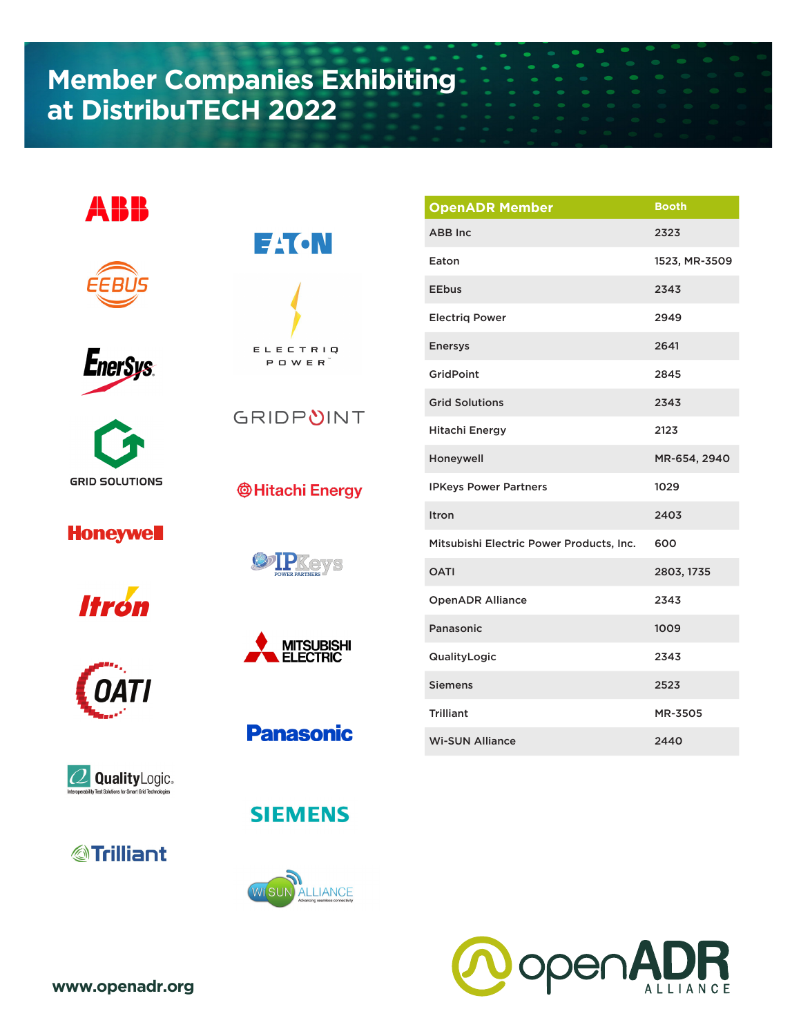# Member Companies Exhibiting at DistribuTECH 2022

| OpenADR Member | Booth |
|---|---|
| ABB Inc | 2323 |
| Eaton | 1523, MR-3509 |
| EEbus | 2343 |
| Electriq Power | 2949 |
| Enersys | 2641 |
| GridPoint | 2845 |
| Grid Solutions | 2343 |
| Hitachi Energy | 2123 |
| Honeywell | MR-654, 2940 |
| IPKeys Power Partners | 1029 |
| Itron | 2403 |
| Mitsubishi Electric Power Products, Inc. | 600 |
| OATI | 2803, 1735 |
| OpenADR Alliance | 2343 |
| Panasonic | 1009 |
| QualityLogic | 2343 |
| Siemens | 2523 |
| Trilliant | MR-3505 |
| Wi-SUN Alliance | 2440 |

www.openadr.org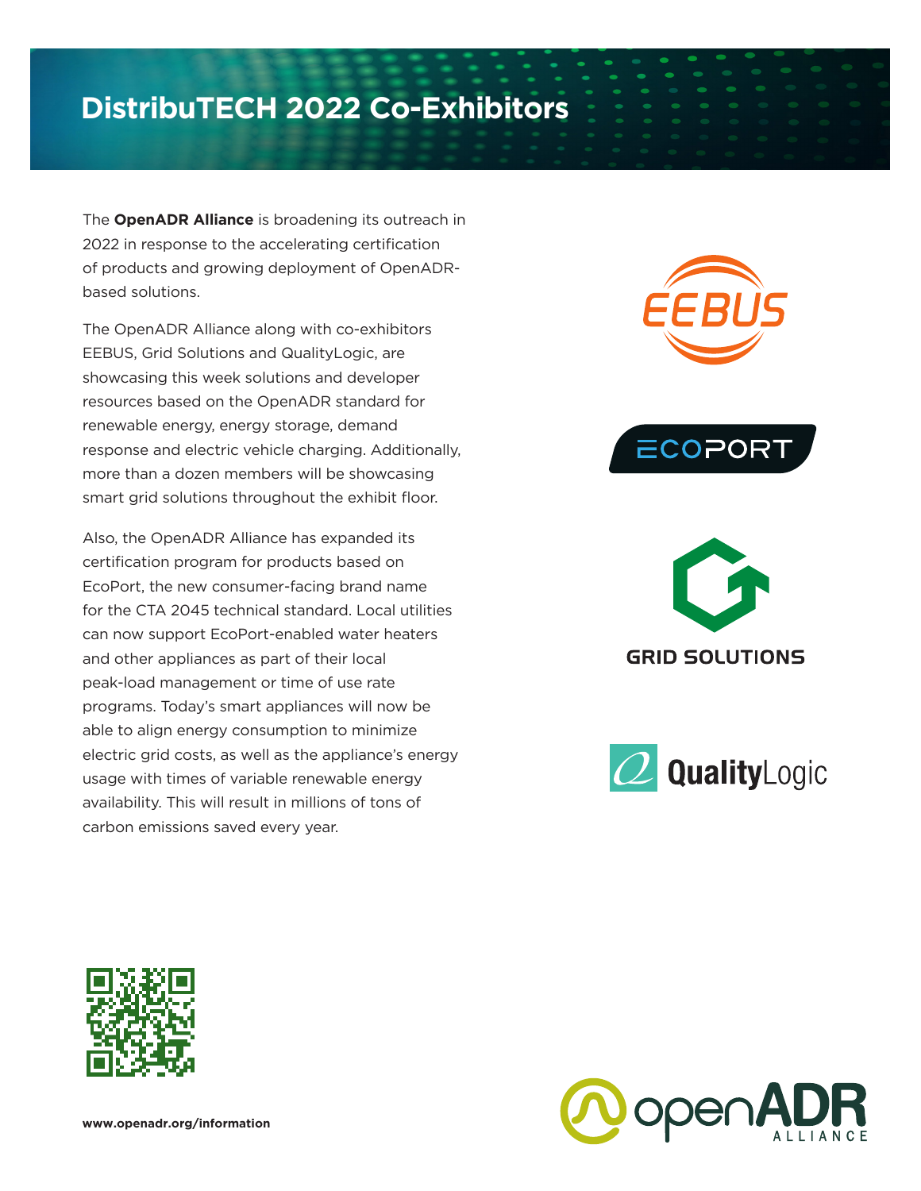# DistribuTECH 2022 Co-Exhibitors

The **OpenADR Alliance** is broadening its outreach in 2022 in response to the accelerating certification of products and growing deployment of OpenADR-based solutions.

The OpenADR Alliance along with co-exhibitors EEBUS, Grid Solutions and QualityLogic, are showcasing this week solutions and developer resources based on the OpenADR standard for renewable energy, energy storage, demand response and electric vehicle charging. Additionally, more than a dozen members will be showcasing smart grid solutions throughout the exhibit floor.

Also, the OpenADR Alliance has expanded its certification program for products based on EcoPort, the new consumer-facing brand name for the CTA 2045 technical standard. Local utilities can now support EcoPort-enabled water heaters and other appliances as part of their local peak-load management or time of use rate programs. Today's smart appliances will now be able to align energy consumption to minimize electric grid costs, as well as the appliance's energy usage with times of variable renewable energy availability. This will result in millions of tons of carbon emissions saved every year.

EEBUS

ECOPORT

GRID SOLUTIONS

QualityLogic

**www.openadr.org/information**

openADR ALLIANCE